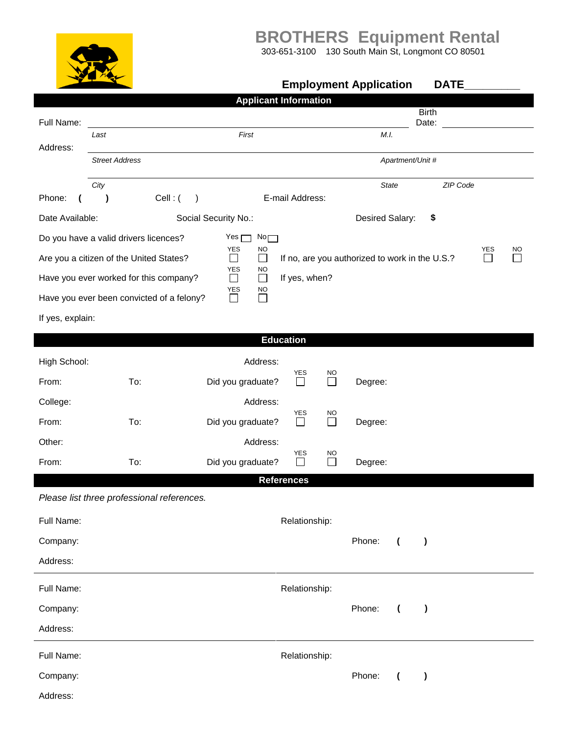# BROTHERS Equipment Rental

303-651-3100 130 South Main St, Longmont CO 80501

## Employment Application DATE_________

### Applicant Information

Full Name: ______________________________ Birth Date: __________

*Last* *First* *M.I.*

Address: ______________________________

*Street Address* *Apartment/Unit #*

______________________________

*City* *State* *ZIP Code*

Phone: ( ) Cell : ( ) E-mail Address:

Date Available: Social Security No.: Desired Salary: $

Do you have a valid drivers licences? Yes ☐ No ☐

Are you a citizen of the United States? YES ☐ NO ☐ If no, are you authorized to work in the U.S.? YES ☐ NO ☐

Have you ever worked for this company? YES ☐ NO ☐ If yes, when?

Have you ever been convicted of a felony? YES ☐ NO ☐

If yes, explain:

### Education

High School: Address:

From: To: Did you graduate? YES ☐ NO ☐ Degree:

College: Address:

From: To: Did you graduate? YES ☐ NO ☐ Degree:

Other: Address:

From: To: Did you graduate? YES ☐ NO ☐ Degree:

### References

*Please list three professional references.*

Full Name: Relationship:

Company: Phone: ( )

Address:

---

Full Name: Relationship:

Company: Phone: ( )

Address:

---

Full Name: Relationship:

Company: Phone: ( )

Address: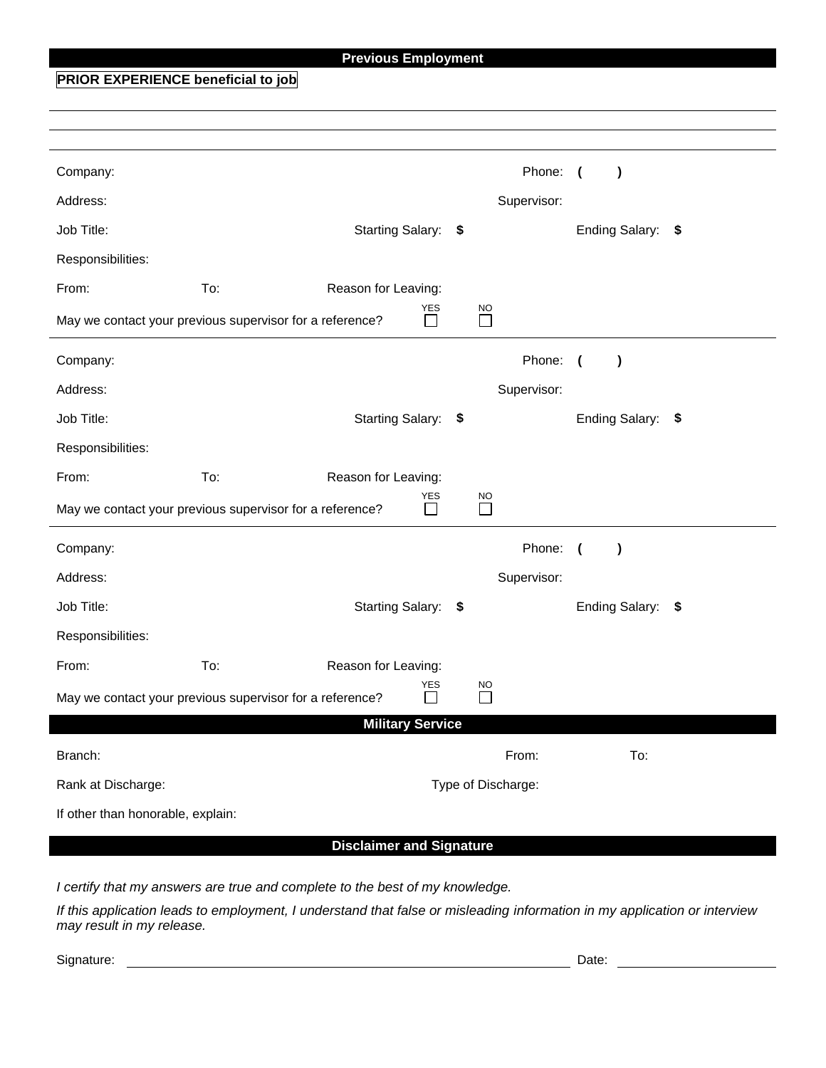## Previous Employment

**PRIOR EXPERIENCE beneficial to job**

Company: Phone: ( )

Address: Supervisor:

Job Title: Starting Salary: **$** Ending Salary: **$**

Responsibilities:

From: To: Reason for Leaving:

May we contact your previous supervisor for a reference? YES ☐ NO ☐

---

Company: Phone: ( )

Address: Supervisor:

Job Title: Starting Salary: **$** Ending Salary: **$**

Responsibilities:

From: To: Reason for Leaving:

May we contact your previous supervisor for a reference? YES ☐ NO ☐

---

Company: Phone: ( )

Address: Supervisor:

Job Title: Starting Salary: **$** Ending Salary: **$**

Responsibilities:

From: To: Reason for Leaving:

May we contact your previous supervisor for a reference? YES ☐ NO ☐

## Military Service

Branch: From: To:

Rank at Discharge: Type of Discharge:

If other than honorable, explain:

## Disclaimer and Signature

*I certify that my answers are true and complete to the best of my knowledge.*

*If this application leads to employment, I understand that false or misleading information in my application or interview may result in my release.*

Signature: ______________________ Date: ______________